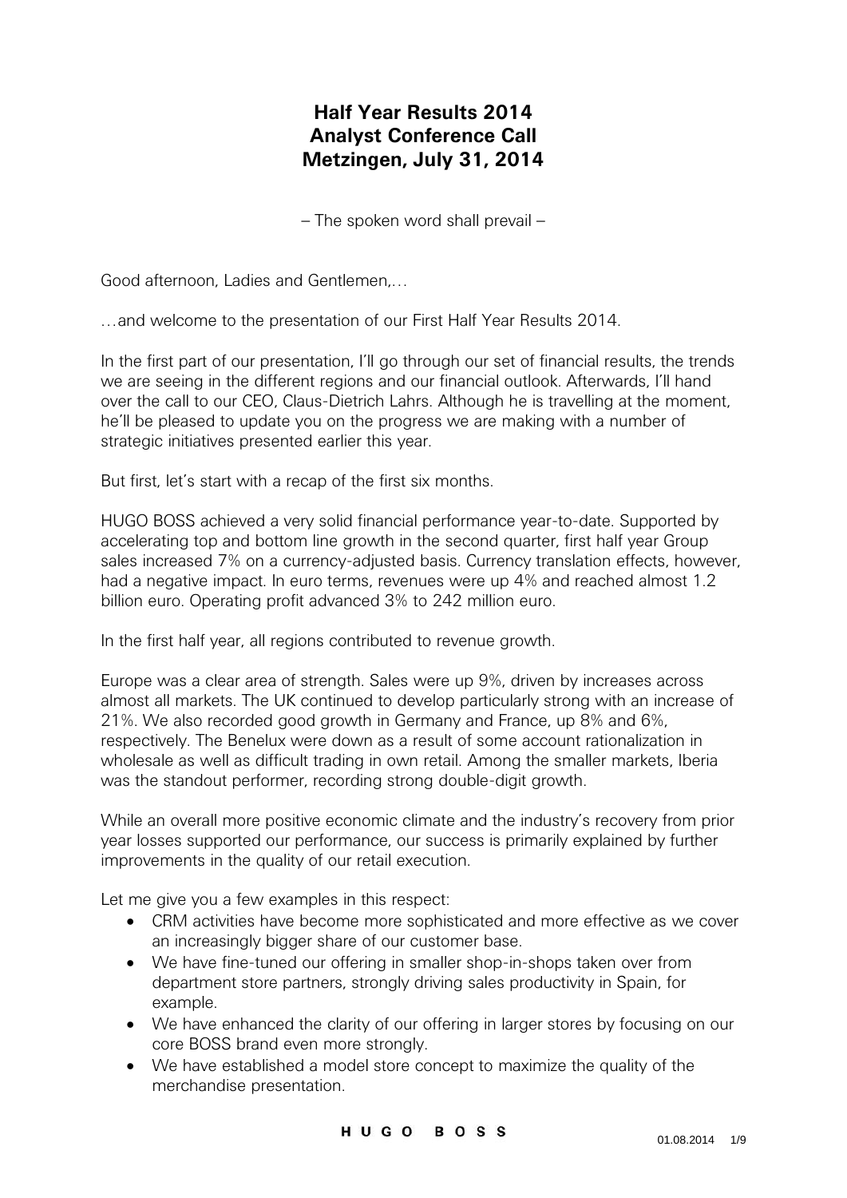# Half Year Results 2014
# Analyst Conference Call
# Metzingen, July 31, 2014

– The spoken word shall prevail –

Good afternoon, Ladies and Gentlemen,…

…and welcome to the presentation of our First Half Year Results 2014.

In the first part of our presentation, I'll go through our set of financial results, the trends we are seeing in the different regions and our financial outlook. Afterwards, I'll hand over the call to our CEO, Claus-Dietrich Lahrs. Although he is travelling at the moment, he'll be pleased to update you on the progress we are making with a number of strategic initiatives presented earlier this year.

But first, let's start with a recap of the first six months.

HUGO BOSS achieved a very solid financial performance year-to-date. Supported by accelerating top and bottom line growth in the second quarter, first half year Group sales increased 7% on a currency-adjusted basis. Currency translation effects, however, had a negative impact. In euro terms, revenues were up 4% and reached almost 1.2 billion euro. Operating profit advanced 3% to 242 million euro.

In the first half year, all regions contributed to revenue growth.

Europe was a clear area of strength. Sales were up 9%, driven by increases across almost all markets. The UK continued to develop particularly strong with an increase of 21%. We also recorded good growth in Germany and France, up 8% and 6%, respectively. The Benelux were down as a result of some account rationalization in wholesale as well as difficult trading in own retail. Among the smaller markets, Iberia was the standout performer, recording strong double-digit growth.

While an overall more positive economic climate and the industry's recovery from prior year losses supported our performance, our success is primarily explained by further improvements in the quality of our retail execution.

Let me give you a few examples in this respect:

- CRM activities have become more sophisticated and more effective as we cover an increasingly bigger share of our customer base.
- We have fine-tuned our offering in smaller shop-in-shops taken over from department store partners, strongly driving sales productivity in Spain, for example.
- We have enhanced the clarity of our offering in larger stores by focusing on our core BOSS brand even more strongly.
- We have established a model store concept to maximize the quality of the merchandise presentation.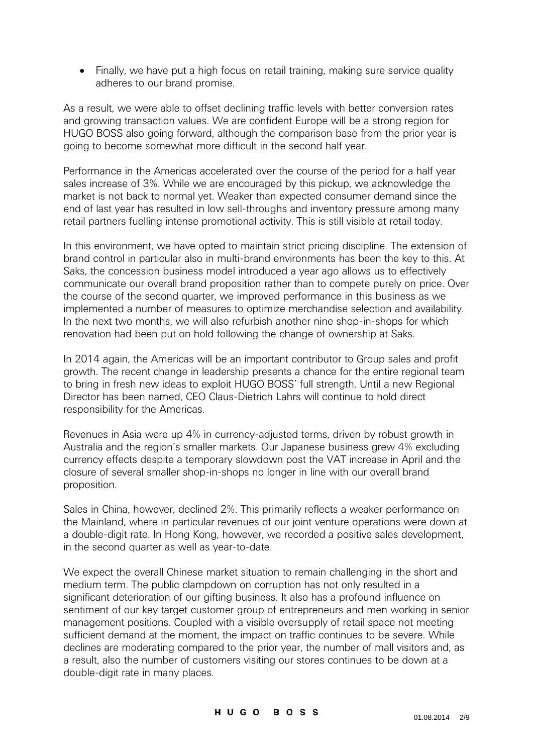- Finally, we have put a high focus on retail training, making sure service quality adheres to our brand promise.

As a result, we were able to offset declining traffic levels with better conversion rates and growing transaction values. We are confident Europe will be a strong region for HUGO BOSS also going forward, although the comparison base from the prior year is going to become somewhat more difficult in the second half year.

Performance in the Americas accelerated over the course of the period for a half year sales increase of 3%. While we are encouraged by this pickup, we acknowledge the market is not back to normal yet. Weaker than expected consumer demand since the end of last year has resulted in low sell-throughs and inventory pressure among many retail partners fuelling intense promotional activity. This is still visible at retail today.

In this environment, we have opted to maintain strict pricing discipline. The extension of brand control in particular also in multi-brand environments has been the key to this. At Saks, the concession business model introduced a year ago allows us to effectively communicate our overall brand proposition rather than to compete purely on price. Over the course of the second quarter, we improved performance in this business as we implemented a number of measures to optimize merchandise selection and availability. In the next two months, we will also refurbish another nine shop-in-shops for which renovation had been put on hold following the change of ownership at Saks.

In 2014 again, the Americas will be an important contributor to Group sales and profit growth. The recent change in leadership presents a chance for the entire regional team to bring in fresh new ideas to exploit HUGO BOSS' full strength. Until a new Regional Director has been named, CEO Claus-Dietrich Lahrs will continue to hold direct responsibility for the Americas.

Revenues in Asia were up 4% in currency-adjusted terms, driven by robust growth in Australia and the region's smaller markets. Our Japanese business grew 4% excluding currency effects despite a temporary slowdown post the VAT increase in April and the closure of several smaller shop-in-shops no longer in line with our overall brand proposition.

Sales in China, however, declined 2%. This primarily reflects a weaker performance on the Mainland, where in particular revenues of our joint venture operations were down at a double-digit rate. In Hong Kong, however, we recorded a positive sales development, in the second quarter as well as year-to-date.

We expect the overall Chinese market situation to remain challenging in the short and medium term. The public clampdown on corruption has not only resulted in a significant deterioration of our gifting business. It also has a profound influence on sentiment of our key target customer group of entrepreneurs and men working in senior management positions. Coupled with a visible oversupply of retail space not meeting sufficient demand at the moment, the impact on traffic continues to be severe. While declines are moderating compared to the prior year, the number of mall visitors and, as a result, also the number of customers visiting our stores continues to be down at a double-digit rate in many places.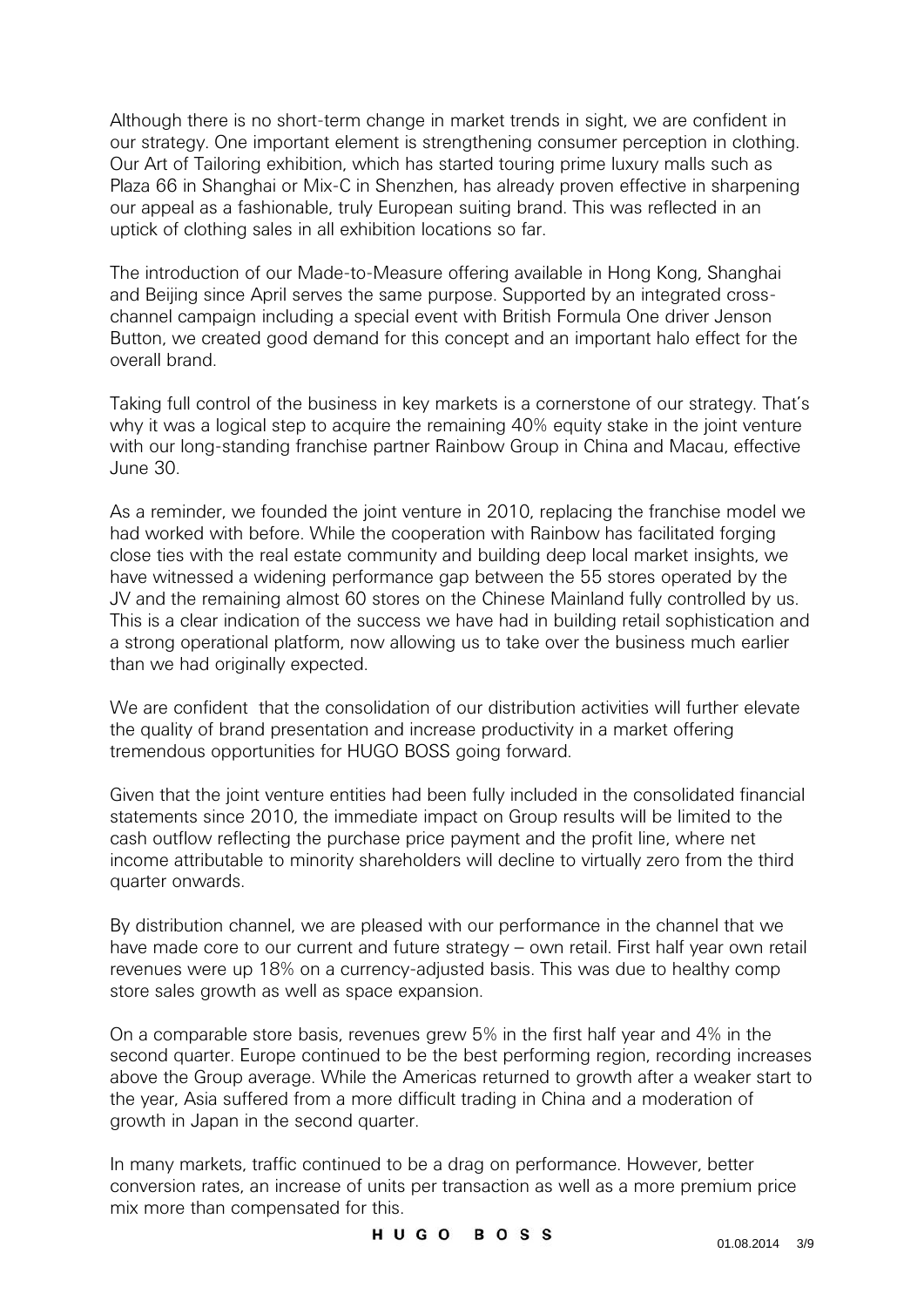Although there is no short-term change in market trends in sight, we are confident in our strategy. One important element is strengthening consumer perception in clothing. Our Art of Tailoring exhibition, which has started touring prime luxury malls such as Plaza 66 in Shanghai or Mix-C in Shenzhen, has already proven effective in sharpening our appeal as a fashionable, truly European suiting brand. This was reflected in an uptick of clothing sales in all exhibition locations so far.

The introduction of our Made-to-Measure offering available in Hong Kong, Shanghai and Beijing since April serves the same purpose. Supported by an integrated cross-channel campaign including a special event with British Formula One driver Jenson Button, we created good demand for this concept and an important halo effect for the overall brand.

Taking full control of the business in key markets is a cornerstone of our strategy. That's why it was a logical step to acquire the remaining 40% equity stake in the joint venture with our long-standing franchise partner Rainbow Group in China and Macau, effective June 30.

As a reminder, we founded the joint venture in 2010, replacing the franchise model we had worked with before. While the cooperation with Rainbow has facilitated forging close ties with the real estate community and building deep local market insights, we have witnessed a widening performance gap between the 55 stores operated by the JV and the remaining almost 60 stores on the Chinese Mainland fully controlled by us. This is a clear indication of the success we have had in building retail sophistication and a strong operational platform, now allowing us to take over the business much earlier than we had originally expected.

We are confident that the consolidation of our distribution activities will further elevate the quality of brand presentation and increase productivity in a market offering tremendous opportunities for HUGO BOSS going forward.

Given that the joint venture entities had been fully included in the consolidated financial statements since 2010, the immediate impact on Group results will be limited to the cash outflow reflecting the purchase price payment and the profit line, where net income attributable to minority shareholders will decline to virtually zero from the third quarter onwards.

By distribution channel, we are pleased with our performance in the channel that we have made core to our current and future strategy – own retail. First half year own retail revenues were up 18% on a currency-adjusted basis. This was due to healthy comp store sales growth as well as space expansion.

On a comparable store basis, revenues grew 5% in the first half year and 4% in the second quarter. Europe continued to be the best performing region, recording increases above the Group average. While the Americas returned to growth after a weaker start to the year, Asia suffered from a more difficult trading in China and a moderation of growth in Japan in the second quarter.

In many markets, traffic continued to be a drag on performance. However, better conversion rates, an increase of units per transaction as well as a more premium price mix more than compensated for this.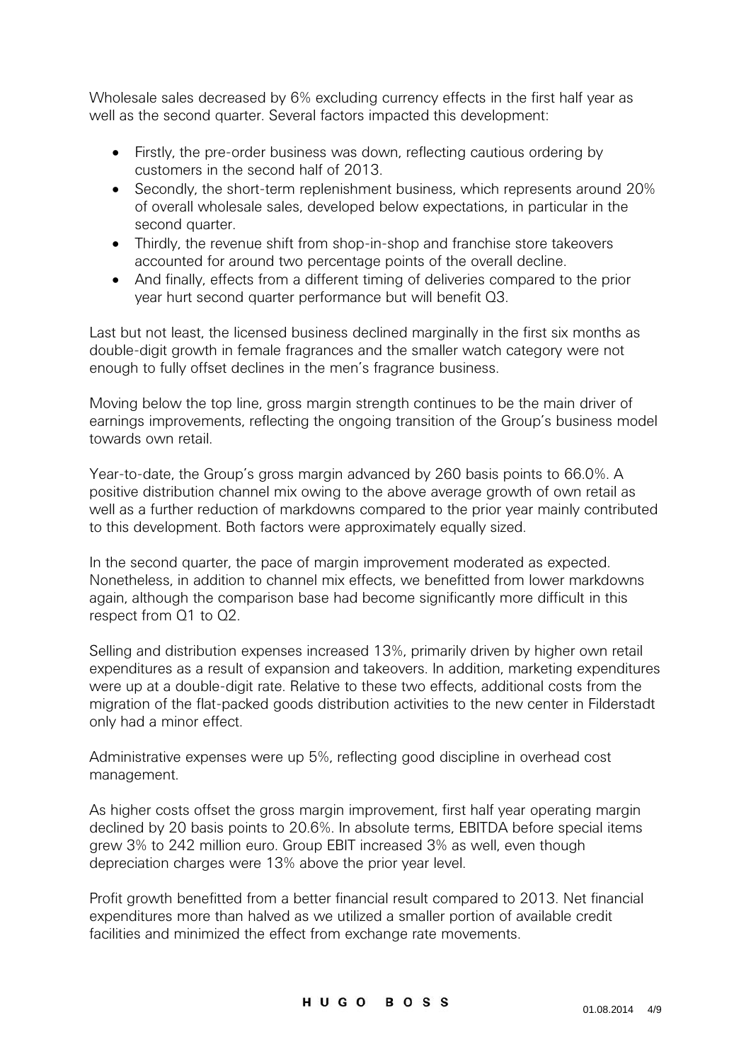Wholesale sales decreased by 6% excluding currency effects in the first half year as well as the second quarter. Several factors impacted this development:

- Firstly, the pre-order business was down, reflecting cautious ordering by customers in the second half of 2013.
- Secondly, the short-term replenishment business, which represents around 20% of overall wholesale sales, developed below expectations, in particular in the second quarter.
- Thirdly, the revenue shift from shop-in-shop and franchise store takeovers accounted for around two percentage points of the overall decline.
- And finally, effects from a different timing of deliveries compared to the prior year hurt second quarter performance but will benefit Q3.

Last but not least, the licensed business declined marginally in the first six months as double-digit growth in female fragrances and the smaller watch category were not enough to fully offset declines in the men's fragrance business.

Moving below the top line, gross margin strength continues to be the main driver of earnings improvements, reflecting the ongoing transition of the Group's business model towards own retail.

Year-to-date, the Group's gross margin advanced by 260 basis points to 66.0%. A positive distribution channel mix owing to the above average growth of own retail as well as a further reduction of markdowns compared to the prior year mainly contributed to this development. Both factors were approximately equally sized.

In the second quarter, the pace of margin improvement moderated as expected. Nonetheless, in addition to channel mix effects, we benefitted from lower markdowns again, although the comparison base had become significantly more difficult in this respect from Q1 to Q2.

Selling and distribution expenses increased 13%, primarily driven by higher own retail expenditures as a result of expansion and takeovers. In addition, marketing expenditures were up at a double-digit rate. Relative to these two effects, additional costs from the migration of the flat-packed goods distribution activities to the new center in Filderstadt only had a minor effect.

Administrative expenses were up 5%, reflecting good discipline in overhead cost management.

As higher costs offset the gross margin improvement, first half year operating margin declined by 20 basis points to 20.6%. In absolute terms, EBITDA before special items grew 3% to 242 million euro. Group EBIT increased 3% as well, even though depreciation charges were 13% above the prior year level.

Profit growth benefitted from a better financial result compared to 2013. Net financial expenditures more than halved as we utilized a smaller portion of available credit facilities and minimized the effect from exchange rate movements.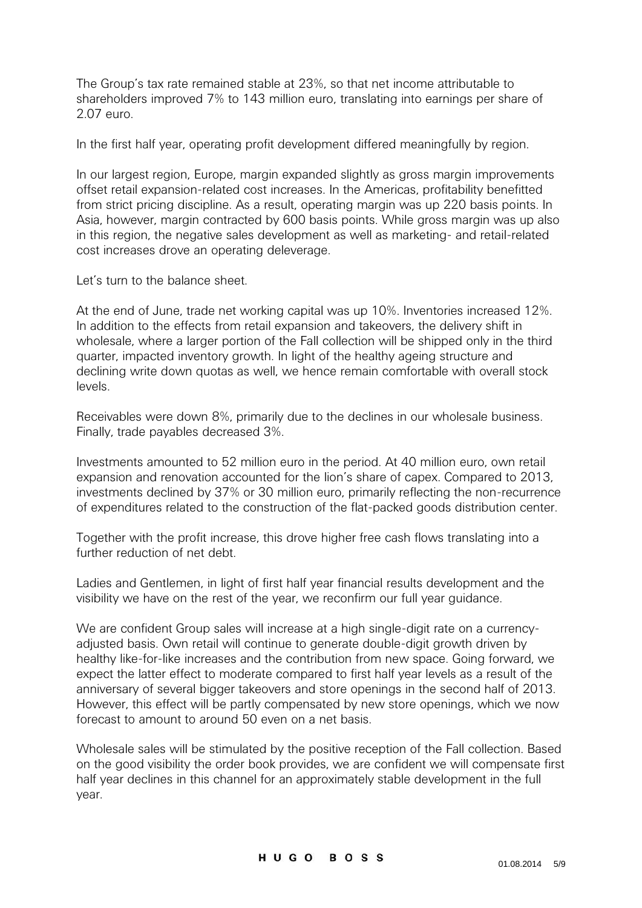The Group's tax rate remained stable at 23%, so that net income attributable to shareholders improved 7% to 143 million euro, translating into earnings per share of 2.07 euro.

In the first half year, operating profit development differed meaningfully by region.

In our largest region, Europe, margin expanded slightly as gross margin improvements offset retail expansion-related cost increases. In the Americas, profitability benefitted from strict pricing discipline. As a result, operating margin was up 220 basis points. In Asia, however, margin contracted by 600 basis points. While gross margin was up also in this region, the negative sales development as well as marketing- and retail-related cost increases drove an operating deleverage.

Let's turn to the balance sheet.

At the end of June, trade net working capital was up 10%. Inventories increased 12%. In addition to the effects from retail expansion and takeovers, the delivery shift in wholesale, where a larger portion of the Fall collection will be shipped only in the third quarter, impacted inventory growth. In light of the healthy ageing structure and declining write down quotas as well, we hence remain comfortable with overall stock levels.

Receivables were down 8%, primarily due to the declines in our wholesale business. Finally, trade payables decreased 3%.

Investments amounted to 52 million euro in the period. At 40 million euro, own retail expansion and renovation accounted for the lion's share of capex. Compared to 2013, investments declined by 37% or 30 million euro, primarily reflecting the non-recurrence of expenditures related to the construction of the flat-packed goods distribution center.

Together with the profit increase, this drove higher free cash flows translating into a further reduction of net debt.

Ladies and Gentlemen, in light of first half year financial results development and the visibility we have on the rest of the year, we reconfirm our full year guidance.

We are confident Group sales will increase at a high single-digit rate on a currency-adjusted basis. Own retail will continue to generate double-digit growth driven by healthy like-for-like increases and the contribution from new space. Going forward, we expect the latter effect to moderate compared to first half year levels as a result of the anniversary of several bigger takeovers and store openings in the second half of 2013. However, this effect will be partly compensated by new store openings, which we now forecast to amount to around 50 even on a net basis.

Wholesale sales will be stimulated by the positive reception of the Fall collection. Based on the good visibility the order book provides, we are confident we will compensate first half year declines in this channel for an approximately stable development in the full year.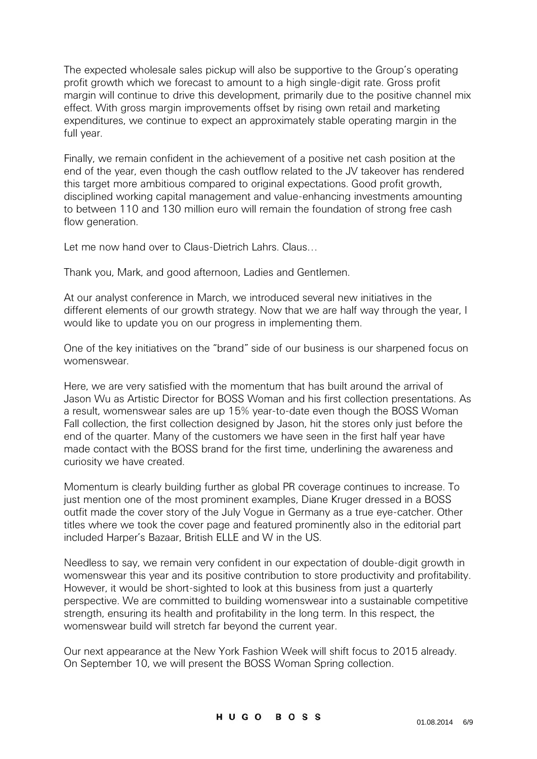The expected wholesale sales pickup will also be supportive to the Group's operating profit growth which we forecast to amount to a high single-digit rate. Gross profit margin will continue to drive this development, primarily due to the positive channel mix effect. With gross margin improvements offset by rising own retail and marketing expenditures, we continue to expect an approximately stable operating margin in the full year.

Finally, we remain confident in the achievement of a positive net cash position at the end of the year, even though the cash outflow related to the JV takeover has rendered this target more ambitious compared to original expectations. Good profit growth, disciplined working capital management and value-enhancing investments amounting to between 110 and 130 million euro will remain the foundation of strong free cash flow generation.

Let me now hand over to Claus-Dietrich Lahrs. Claus…

Thank you, Mark, and good afternoon, Ladies and Gentlemen.

At our analyst conference in March, we introduced several new initiatives in the different elements of our growth strategy. Now that we are half way through the year, I would like to update you on our progress in implementing them.

One of the key initiatives on the "brand" side of our business is our sharpened focus on womenswear.

Here, we are very satisfied with the momentum that has built around the arrival of Jason Wu as Artistic Director for BOSS Woman and his first collection presentations. As a result, womenswear sales are up 15% year-to-date even though the BOSS Woman Fall collection, the first collection designed by Jason, hit the stores only just before the end of the quarter. Many of the customers we have seen in the first half year have made contact with the BOSS brand for the first time, underlining the awareness and curiosity we have created.

Momentum is clearly building further as global PR coverage continues to increase. To just mention one of the most prominent examples, Diane Kruger dressed in a BOSS outfit made the cover story of the July Vogue in Germany as a true eye-catcher. Other titles where we took the cover page and featured prominently also in the editorial part included Harper's Bazaar, British ELLE and W in the US.

Needless to say, we remain very confident in our expectation of double-digit growth in womenswear this year and its positive contribution to store productivity and profitability. However, it would be short-sighted to look at this business from just a quarterly perspective. We are committed to building womenswear into a sustainable competitive strength, ensuring its health and profitability in the long term. In this respect, the womenswear build will stretch far beyond the current year.

Our next appearance at the New York Fashion Week will shift focus to 2015 already. On September 10, we will present the BOSS Woman Spring collection.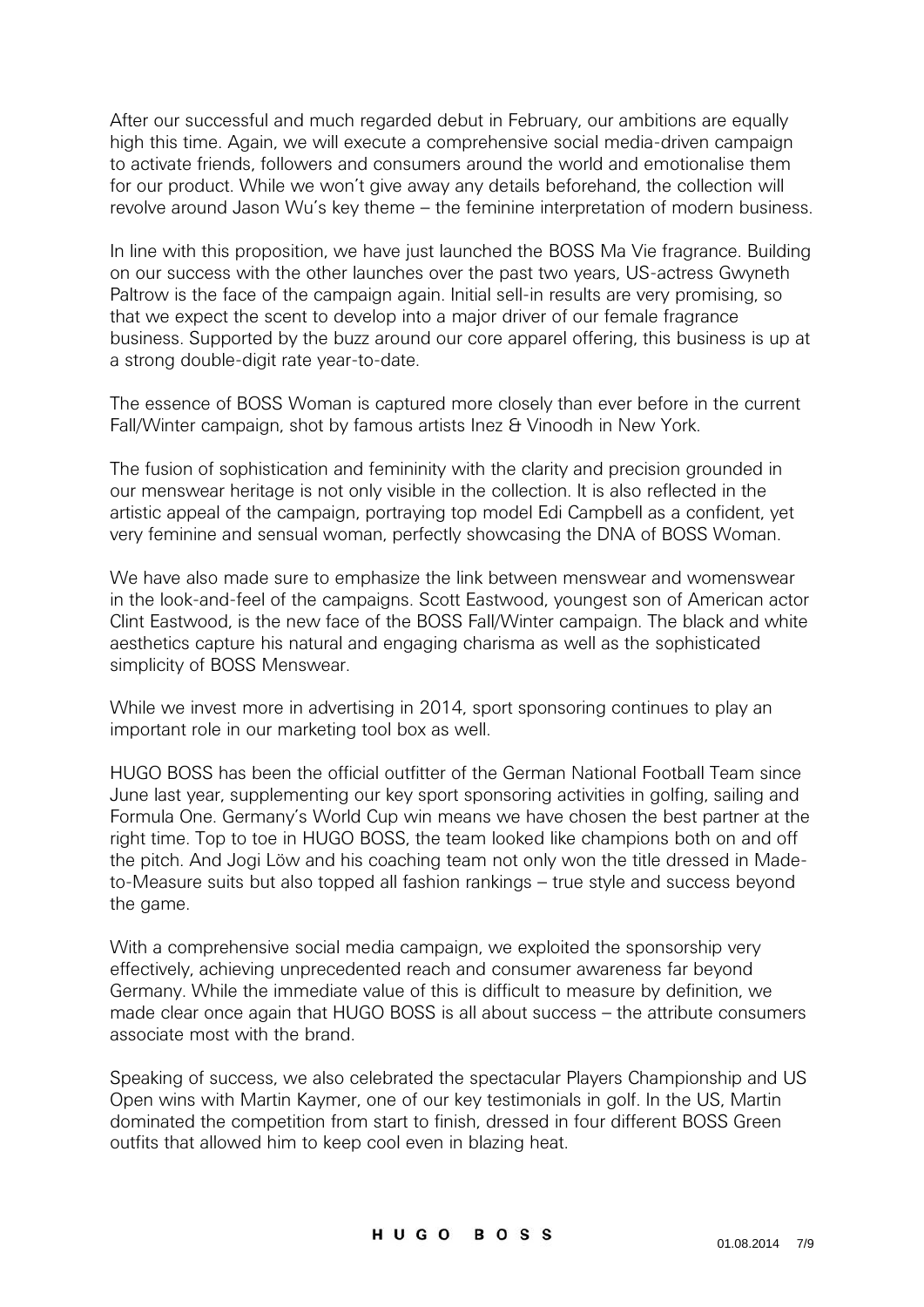After our successful and much regarded debut in February, our ambitions are equally high this time. Again, we will execute a comprehensive social media-driven campaign to activate friends, followers and consumers around the world and emotionalise them for our product. While we won't give away any details beforehand, the collection will revolve around Jason Wu's key theme – the feminine interpretation of modern business.

In line with this proposition, we have just launched the BOSS Ma Vie fragrance. Building on our success with the other launches over the past two years, US-actress Gwyneth Paltrow is the face of the campaign again. Initial sell-in results are very promising, so that we expect the scent to develop into a major driver of our female fragrance business. Supported by the buzz around our core apparel offering, this business is up at a strong double-digit rate year-to-date.

The essence of BOSS Woman is captured more closely than ever before in the current Fall/Winter campaign, shot by famous artists Inez & Vinoodh in New York.

The fusion of sophistication and femininity with the clarity and precision grounded in our menswear heritage is not only visible in the collection. It is also reflected in the artistic appeal of the campaign, portraying top model Edi Campbell as a confident, yet very feminine and sensual woman, perfectly showcasing the DNA of BOSS Woman.

We have also made sure to emphasize the link between menswear and womenswear in the look-and-feel of the campaigns. Scott Eastwood, youngest son of American actor Clint Eastwood, is the new face of the BOSS Fall/Winter campaign. The black and white aesthetics capture his natural and engaging charisma as well as the sophisticated simplicity of BOSS Menswear.

While we invest more in advertising in 2014, sport sponsoring continues to play an important role in our marketing tool box as well.

HUGO BOSS has been the official outfitter of the German National Football Team since June last year, supplementing our key sport sponsoring activities in golfing, sailing and Formula One. Germany's World Cup win means we have chosen the best partner at the right time. Top to toe in HUGO BOSS, the team looked like champions both on and off the pitch. And Jogi Löw and his coaching team not only won the title dressed in Made-to-Measure suits but also topped all fashion rankings – true style and success beyond the game.

With a comprehensive social media campaign, we exploited the sponsorship very effectively, achieving unprecedented reach and consumer awareness far beyond Germany. While the immediate value of this is difficult to measure by definition, we made clear once again that HUGO BOSS is all about success – the attribute consumers associate most with the brand.

Speaking of success, we also celebrated the spectacular Players Championship and US Open wins with Martin Kaymer, one of our key testimonials in golf. In the US, Martin dominated the competition from start to finish, dressed in four different BOSS Green outfits that allowed him to keep cool even in blazing heat.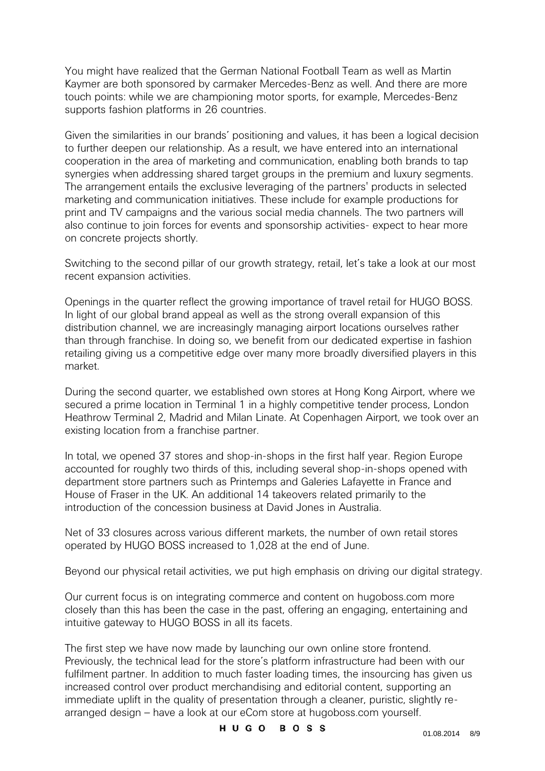You might have realized that the German National Football Team as well as Martin Kaymer are both sponsored by carmaker Mercedes-Benz as well. And there are more touch points: while we are championing motor sports, for example, Mercedes-Benz supports fashion platforms in 26 countries.

Given the similarities in our brands' positioning and values, it has been a logical decision to further deepen our relationship. As a result, we have entered into an international cooperation in the area of marketing and communication, enabling both brands to tap synergies when addressing shared target groups in the premium and luxury segments. The arrangement entails the exclusive leveraging of the partners' products in selected marketing and communication initiatives. These include for example productions for print and TV campaigns and the various social media channels. The two partners will also continue to join forces for events and sponsorship activities- expect to hear more on concrete projects shortly.

Switching to the second pillar of our growth strategy, retail, let's take a look at our most recent expansion activities.

Openings in the quarter reflect the growing importance of travel retail for HUGO BOSS. In light of our global brand appeal as well as the strong overall expansion of this distribution channel, we are increasingly managing airport locations ourselves rather than through franchise. In doing so, we benefit from our dedicated expertise in fashion retailing giving us a competitive edge over many more broadly diversified players in this market.

During the second quarter, we established own stores at Hong Kong Airport, where we secured a prime location in Terminal 1 in a highly competitive tender process, London Heathrow Terminal 2, Madrid and Milan Linate. At Copenhagen Airport, we took over an existing location from a franchise partner.

In total, we opened 37 stores and shop-in-shops in the first half year. Region Europe accounted for roughly two thirds of this, including several shop-in-shops opened with department store partners such as Printemps and Galeries Lafayette in France and House of Fraser in the UK. An additional 14 takeovers related primarily to the introduction of the concession business at David Jones in Australia.

Net of 33 closures across various different markets, the number of own retail stores operated by HUGO BOSS increased to 1,028 at the end of June.

Beyond our physical retail activities, we put high emphasis on driving our digital strategy.

Our current focus is on integrating commerce and content on hugoboss.com more closely than this has been the case in the past, offering an engaging, entertaining and intuitive gateway to HUGO BOSS in all its facets.

The first step we have now made by launching our own online store frontend. Previously, the technical lead for the store's platform infrastructure had been with our fulfilment partner. In addition to much faster loading times, the insourcing has given us increased control over product merchandising and editorial content, supporting an immediate uplift in the quality of presentation through a cleaner, puristic, slightly re-arranged design – have a look at our eCom store at hugoboss.com yourself.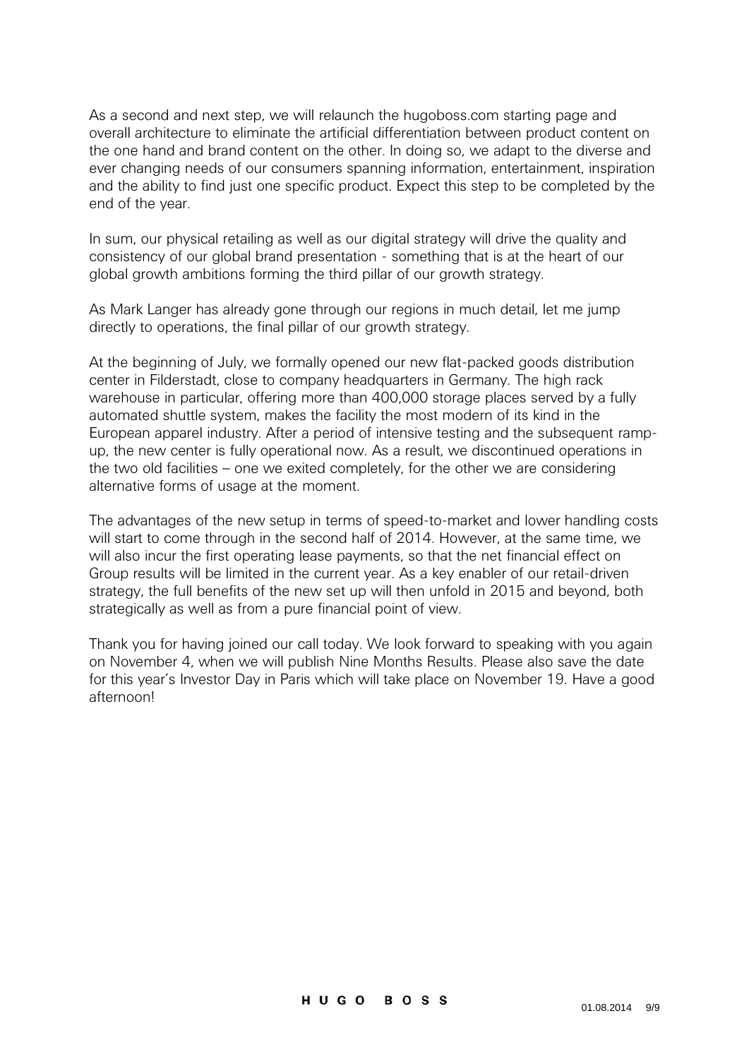As a second and next step, we will relaunch the hugoboss.com starting page and overall architecture to eliminate the artificial differentiation between product content on the one hand and brand content on the other. In doing so, we adapt to the diverse and ever changing needs of our consumers spanning information, entertainment, inspiration and the ability to find just one specific product. Expect this step to be completed by the end of the year.

In sum, our physical retailing as well as our digital strategy will drive the quality and consistency of our global brand presentation - something that is at the heart of our global growth ambitions forming the third pillar of our growth strategy.

As Mark Langer has already gone through our regions in much detail, let me jump directly to operations, the final pillar of our growth strategy.

At the beginning of July, we formally opened our new flat-packed goods distribution center in Filderstadt, close to company headquarters in Germany. The high rack warehouse in particular, offering more than 400,000 storage places served by a fully automated shuttle system, makes the facility the most modern of its kind in the European apparel industry. After a period of intensive testing and the subsequent ramp-up, the new center is fully operational now. As a result, we discontinued operations in the two old facilities – one we exited completely, for the other we are considering alternative forms of usage at the moment.

The advantages of the new setup in terms of speed-to-market and lower handling costs will start to come through in the second half of 2014. However, at the same time, we will also incur the first operating lease payments, so that the net financial effect on Group results will be limited in the current year. As a key enabler of our retail-driven strategy, the full benefits of the new set up will then unfold in 2015 and beyond, both strategically as well as from a pure financial point of view.

Thank you for having joined our call today. We look forward to speaking with you again on November 4, when we will publish Nine Months Results. Please also save the date for this year's Investor Day in Paris which will take place on November 19. Have a good afternoon!